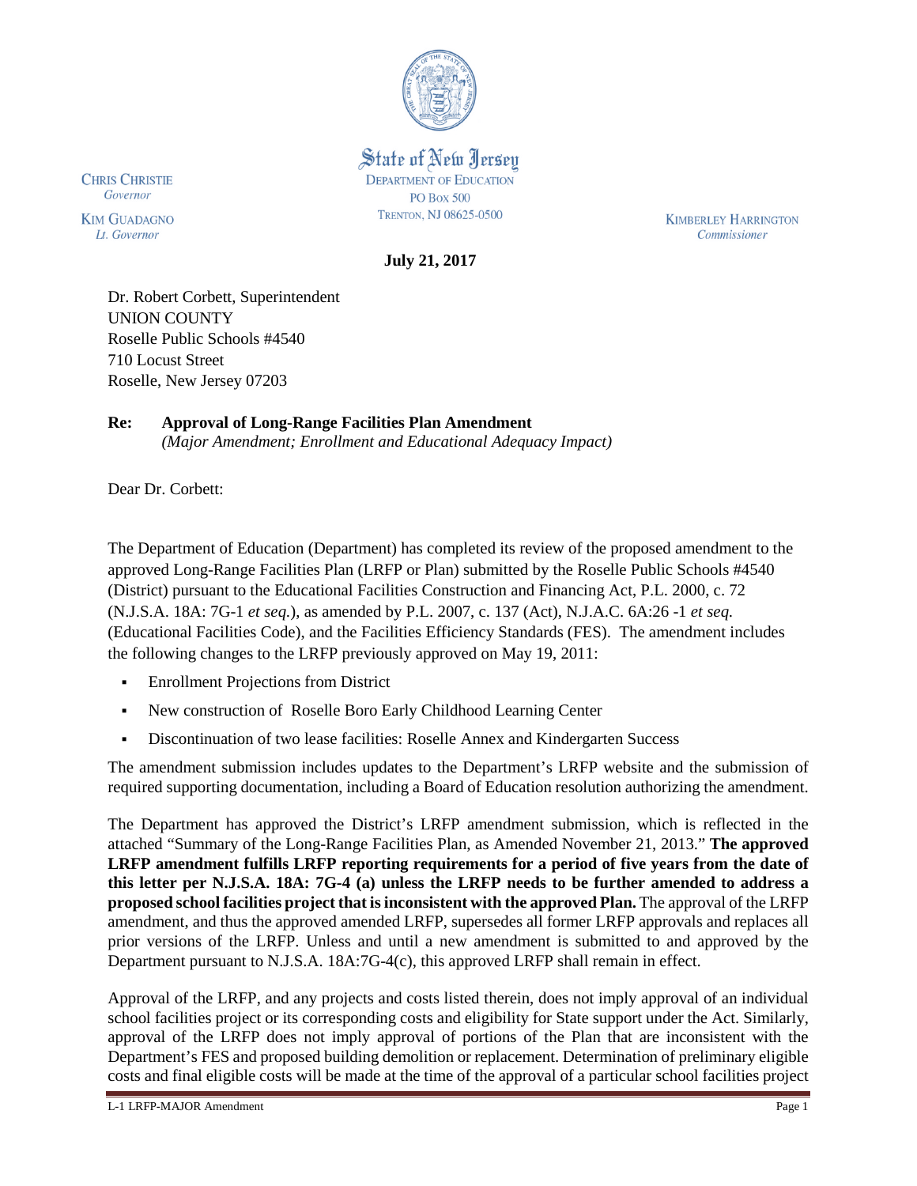State of New Jersey
DEPARTMENT OF EDUCATION
PO BOX 500
TRENTON, NJ 08625-0500

CHRIS CHRISTIE
*Governor*

KIM GUADAGNO
*Lt. Governor*

KIMBERLEY HARRINGTON
*Commissioner*

**July 21, 2017**

Dr. Robert Corbett, Superintendent
UNION COUNTY
Roselle Public Schools #4540
710 Locust Street
Roselle, New Jersey 07203

**Re: Approval of Long-Range Facilities Plan Amendment**
*(Major Amendment; Enrollment and Educational Adequacy Impact)*

Dear Dr. Corbett:

The Department of Education (Department) has completed its review of the proposed amendment to the approved Long-Range Facilities Plan (LRFP or Plan) submitted by the Roselle Public Schools #4540 (District) pursuant to the Educational Facilities Construction and Financing Act, P.L. 2000, c. 72 (N.J.S.A. 18A: 7G-1 *et seq.*), as amended by P.L. 2007, c. 137 (Act), N.J.A.C. 6A:26 -1 *et seq.* (Educational Facilities Code), and the Facilities Efficiency Standards (FES). The amendment includes the following changes to the LRFP previously approved on May 19, 2011:

- Enrollment Projections from District
- New construction of Roselle Boro Early Childhood Learning Center
- Discontinuation of two lease facilities: Roselle Annex and Kindergarten Success

The amendment submission includes updates to the Department's LRFP website and the submission of required supporting documentation, including a Board of Education resolution authorizing the amendment.

The Department has approved the District's LRFP amendment submission, which is reflected in the attached "Summary of the Long-Range Facilities Plan, as Amended November 21, 2013." **The approved LRFP amendment fulfills LRFP reporting requirements for a period of five years from the date of this letter per N.J.S.A. 18A: 7G-4 (a) unless the LRFP needs to be further amended to address a proposed school facilities project that is inconsistent with the approved Plan.** The approval of the LRFP amendment, and thus the approved amended LRFP, supersedes all former LRFP approvals and replaces all prior versions of the LRFP. Unless and until a new amendment is submitted to and approved by the Department pursuant to N.J.S.A. 18A:7G-4(c), this approved LRFP shall remain in effect.

Approval of the LRFP, and any projects and costs listed therein, does not imply approval of an individual school facilities project or its corresponding costs and eligibility for State support under the Act. Similarly, approval of the LRFP does not imply approval of portions of the Plan that are inconsistent with the Department's FES and proposed building demolition or replacement. Determination of preliminary eligible costs and final eligible costs will be made at the time of the approval of a particular school facilities project

L-1 LRFP-MAJOR Amendment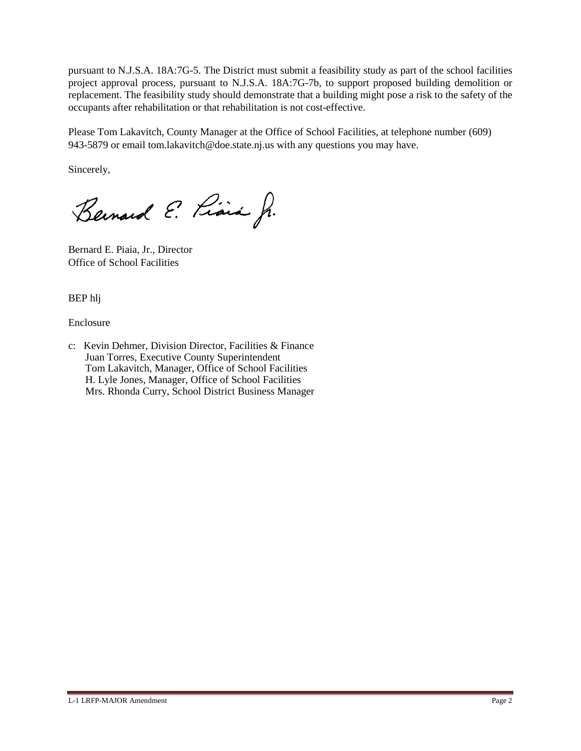pursuant to N.J.S.A. 18A:7G-5. The District must submit a feasibility study as part of the school facilities project approval process, pursuant to N.J.S.A. 18A:7G-7b, to support proposed building demolition or replacement. The feasibility study should demonstrate that a building might pose a risk to the safety of the occupants after rehabilitation or that rehabilitation is not cost-effective.

Please Tom Lakavitch, County Manager at the Office of School Facilities, at telephone number (609) 943-5879 or email tom.lakavitch@doe.state.nj.us with any questions you may have.

Sincerely,

Bernard E. Piaia, Jr., Director
Office of School Facilities

BEP hlj

Enclosure

c: Kevin Dehmer, Division Director, Facilities & Finance
Juan Torres, Executive County Superintendent
Tom Lakavitch, Manager, Office of School Facilities
H. Lyle Jones, Manager, Office of School Facilities
Mrs. Rhonda Curry, School District Business Manager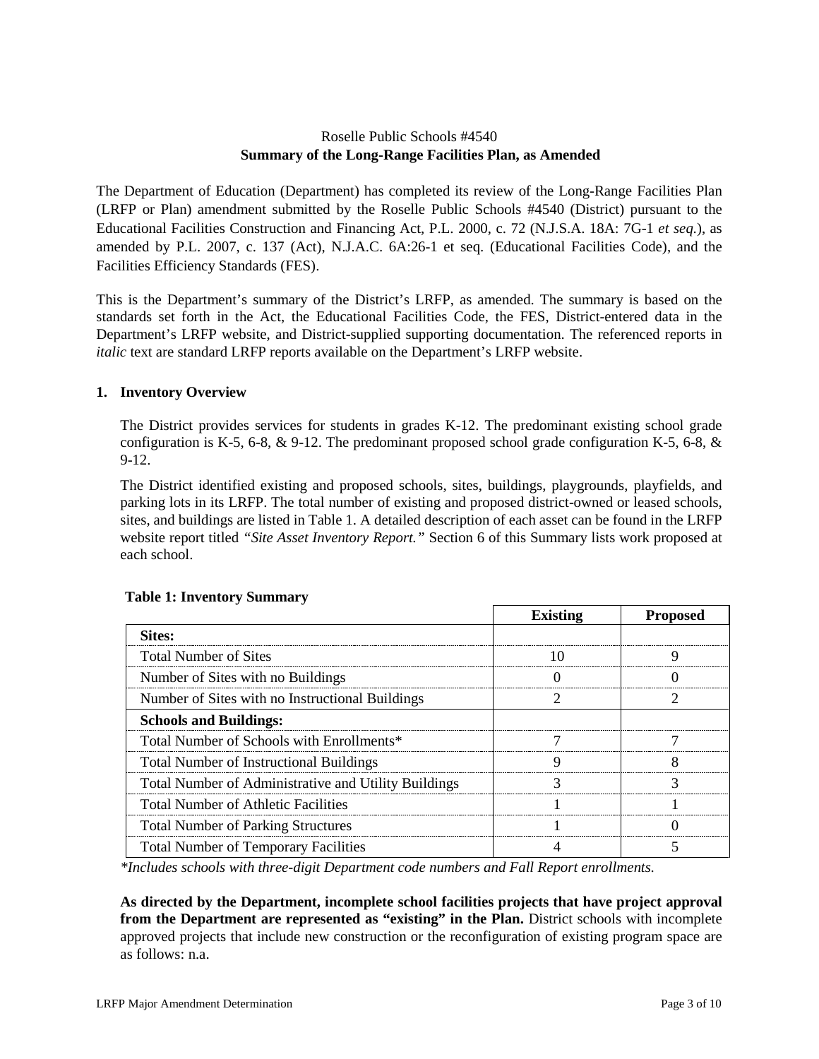Roselle Public Schools #4540
**Summary of the Long-Range Facilities Plan, as Amended**

The Department of Education (Department) has completed its review of the Long-Range Facilities Plan (LRFP or Plan) amendment submitted by the Roselle Public Schools #4540 (District) pursuant to the Educational Facilities Construction and Financing Act, P.L. 2000, c. 72 (N.J.S.A. 18A: 7G-1 *et seq.*), as amended by P.L. 2007, c. 137 (Act), N.J.A.C. 6A:26-1 et seq. (Educational Facilities Code), and the Facilities Efficiency Standards (FES).

This is the Department's summary of the District's LRFP, as amended. The summary is based on the standards set forth in the Act, the Educational Facilities Code, the FES, District-entered data in the Department's LRFP website, and District-supplied supporting documentation. The referenced reports in *italic* text are standard LRFP reports available on the Department's LRFP website.

## 1. Inventory Overview

The District provides services for students in grades K-12. The predominant existing school grade configuration is K-5, 6-8, & 9-12. The predominant proposed school grade configuration K-5, 6-8, & 9-12.

The District identified existing and proposed schools, sites, buildings, playgrounds, playfields, and parking lots in its LRFP. The total number of existing and proposed district-owned or leased schools, sites, and buildings are listed in Table 1. A detailed description of each asset can be found in the LRFP website report titled *"Site Asset Inventory Report."* Section 6 of this Summary lists work proposed at each school.

**Table 1: Inventory Summary**

| | Existing | Proposed |
|---|---|---|
| **Sites:** | | |
| Total Number of Sites | 10 | 9 |
| Number of Sites with no Buildings | 0 | 0 |
| Number of Sites with no Instructional Buildings | 2 | 2 |
| **Schools and Buildings:** | | |
| Total Number of Schools with Enrollments* | 7 | 7 |
| Total Number of Instructional Buildings | 9 | 8 |
| Total Number of Administrative and Utility Buildings | 3 | 3 |
| Total Number of Athletic Facilities | 1 | 1 |
| Total Number of Parking Structures | 1 | 0 |
| Total Number of Temporary Facilities | 4 | 5 |

*\*Includes schools with three-digit Department code numbers and Fall Report enrollments.*

**As directed by the Department, incomplete school facilities projects that have project approval from the Department are represented as "existing" in the Plan.** District schools with incomplete approved projects that include new construction or the reconfiguration of existing program space are as follows: n.a.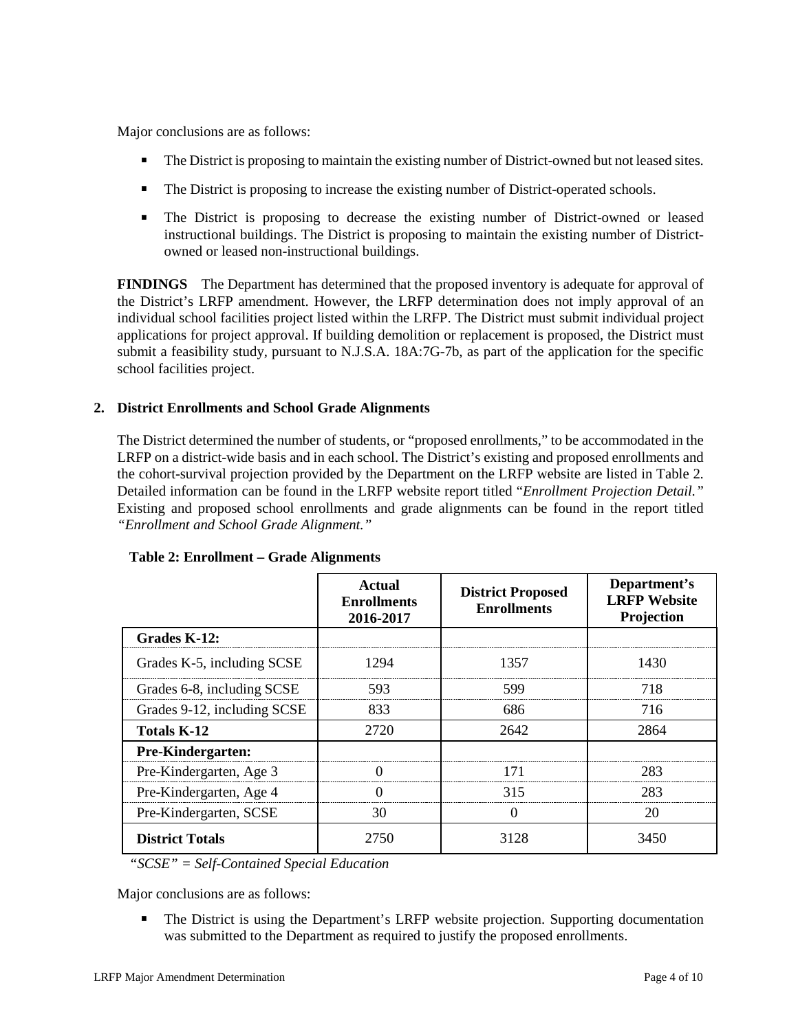Major conclusions are as follows:

- The District is proposing to maintain the existing number of District-owned but not leased sites.
- The District is proposing to increase the existing number of District-operated schools.
- The District is proposing to decrease the existing number of District-owned or leased instructional buildings. The District is proposing to maintain the existing number of District-owned or leased non-instructional buildings.

**FINDINGS** The Department has determined that the proposed inventory is adequate for approval of the District's LRFP amendment. However, the LRFP determination does not imply approval of an individual school facilities project listed within the LRFP. The District must submit individual project applications for project approval. If building demolition or replacement is proposed, the District must submit a feasibility study, pursuant to N.J.S.A. 18A:7G-7b, as part of the application for the specific school facilities project.

## 2. District Enrollments and School Grade Alignments

The District determined the number of students, or "proposed enrollments," to be accommodated in the LRFP on a district-wide basis and in each school. The District's existing and proposed enrollments and the cohort-survival projection provided by the Department on the LRFP website are listed in Table 2. Detailed information can be found in the LRFP website report titled "*Enrollment Projection Detail.*" Existing and proposed school enrollments and grade alignments can be found in the report titled *"Enrollment and School Grade Alignment."*

**Table 2: Enrollment – Grade Alignments**

| | Actual Enrollments 2016-2017 | District Proposed Enrollments | Department's LRFP Website Projection |
|---|---|---|---|
| **Grades K-12:** | | | |
| Grades K-5, including SCSE | 1294 | 1357 | 1430 |
| Grades 6-8, including SCSE | 593 | 599 | 718 |
| Grades 9-12, including SCSE | 833 | 686 | 716 |
| **Totals K-12** | 2720 | 2642 | 2864 |
| **Pre-Kindergarten:** | | | |
| Pre-Kindergarten, Age 3 | 0 | 171 | 283 |
| Pre-Kindergarten, Age 4 | 0 | 315 | 283 |
| Pre-Kindergarten, SCSE | 30 | 0 | 20 |
| **District Totals** | 2750 | 3128 | 3450 |

*"SCSE" = Self-Contained Special Education*

Major conclusions are as follows:

- The District is using the Department's LRFP website projection. Supporting documentation was submitted to the Department as required to justify the proposed enrollments.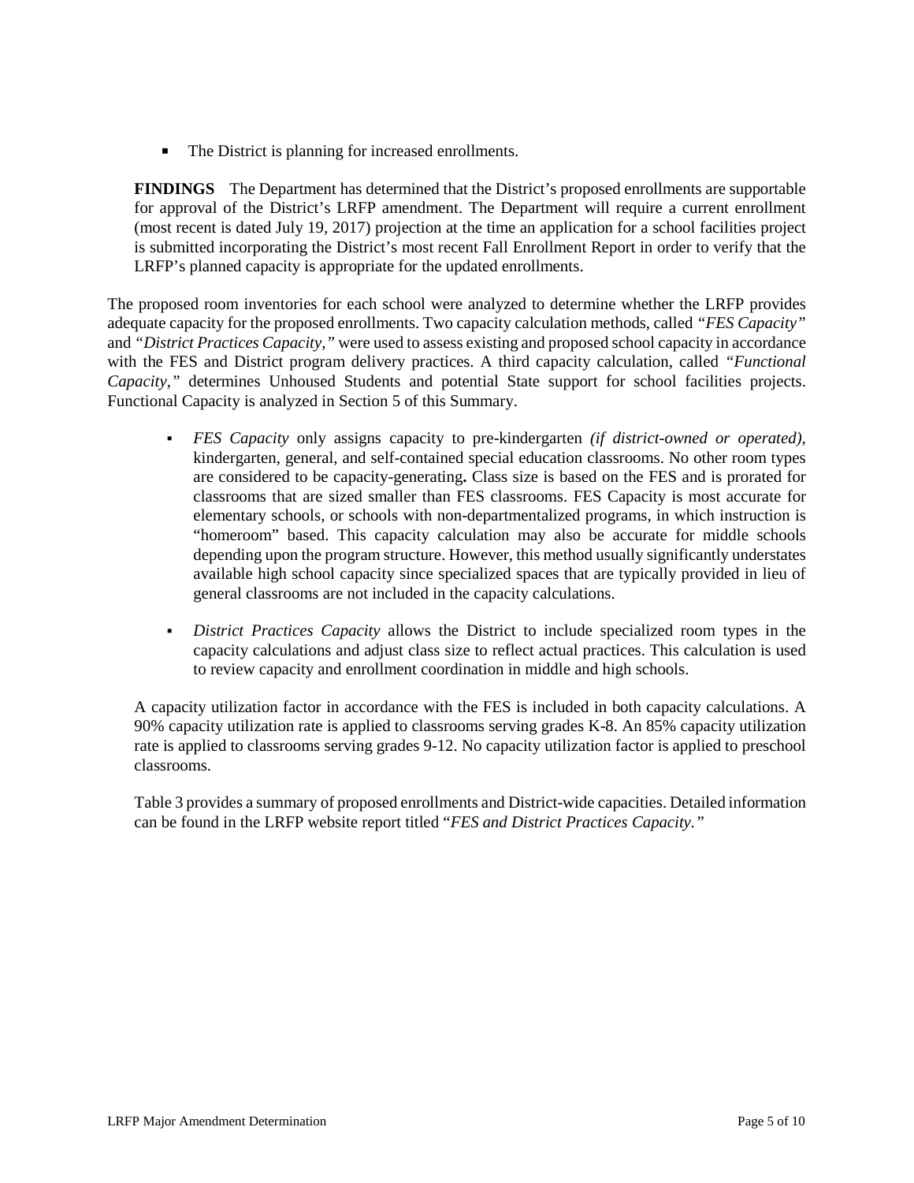- The District is planning for increased enrollments.

**FINDINGS** The Department has determined that the District's proposed enrollments are supportable for approval of the District's LRFP amendment. The Department will require a current enrollment (most recent is dated July 19, 2017) projection at the time an application for a school facilities project is submitted incorporating the District's most recent Fall Enrollment Report in order to verify that the LRFP's planned capacity is appropriate for the updated enrollments.

The proposed room inventories for each school were analyzed to determine whether the LRFP provides adequate capacity for the proposed enrollments. Two capacity calculation methods, called *"FES Capacity"* and *"District Practices Capacity,"* were used to assess existing and proposed school capacity in accordance with the FES and District program delivery practices. A third capacity calculation, called *"Functional Capacity,"* determines Unhoused Students and potential State support for school facilities projects. Functional Capacity is analyzed in Section 5 of this Summary.

- *FES Capacity* only assigns capacity to pre-kindergarten *(if district-owned or operated),* kindergarten, general, and self-contained special education classrooms. No other room types are considered to be capacity-generating**.** Class size is based on the FES and is prorated for classrooms that are sized smaller than FES classrooms. FES Capacity is most accurate for elementary schools, or schools with non-departmentalized programs, in which instruction is "homeroom" based. This capacity calculation may also be accurate for middle schools depending upon the program structure. However, this method usually significantly understates available high school capacity since specialized spaces that are typically provided in lieu of general classrooms are not included in the capacity calculations.

- *District Practices Capacity* allows the District to include specialized room types in the capacity calculations and adjust class size to reflect actual practices. This calculation is used to review capacity and enrollment coordination in middle and high schools.

A capacity utilization factor in accordance with the FES is included in both capacity calculations. A 90% capacity utilization rate is applied to classrooms serving grades K-8. An 85% capacity utilization rate is applied to classrooms serving grades 9-12. No capacity utilization factor is applied to preschool classrooms.

Table 3 provides a summary of proposed enrollments and District-wide capacities. Detailed information can be found in the LRFP website report titled "*FES and District Practices Capacity."*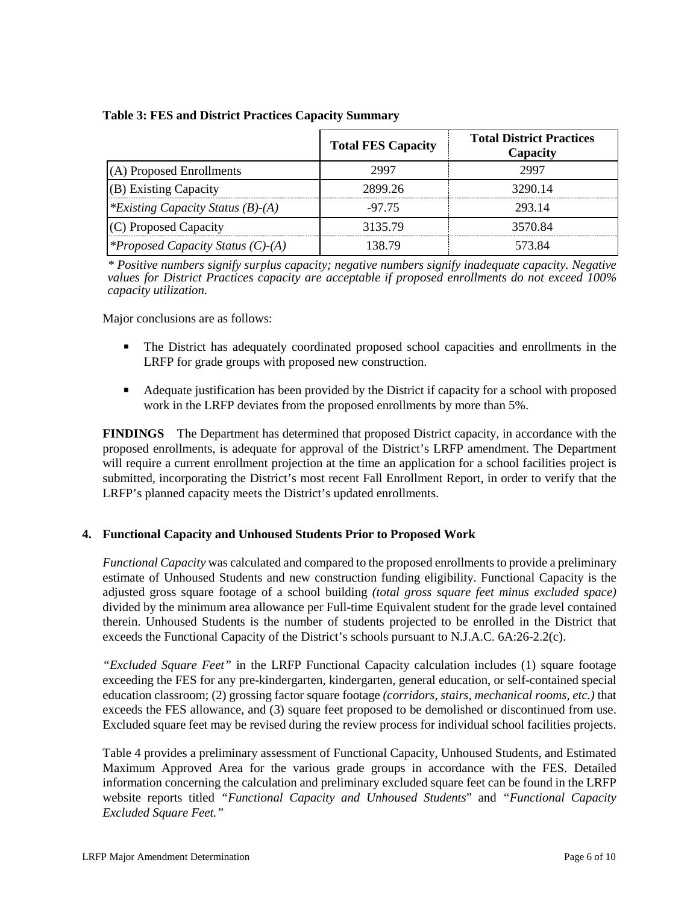**Table 3: FES and District Practices Capacity Summary**

| | Total FES Capacity | Total District Practices Capacity |
|---|---|---|
| (A) Proposed Enrollments | 2997 | 2997 |
| (B) Existing Capacity | 2899.26 | 3290.14 |
| *\*Existing Capacity Status (B)-(A)* | -97.75 | 293.14 |
| (C) Proposed Capacity | 3135.79 | 3570.84 |
| *\*Proposed Capacity Status (C)-(A)* | 138.79 | 573.84 |

*\* Positive numbers signify surplus capacity; negative numbers signify inadequate capacity. Negative values for District Practices capacity are acceptable if proposed enrollments do not exceed 100% capacity utilization.*

Major conclusions are as follows:

- The District has adequately coordinated proposed school capacities and enrollments in the LRFP for grade groups with proposed new construction.
- Adequate justification has been provided by the District if capacity for a school with proposed work in the LRFP deviates from the proposed enrollments by more than 5%.

**FINDINGS** The Department has determined that proposed District capacity, in accordance with the proposed enrollments, is adequate for approval of the District's LRFP amendment. The Department will require a current enrollment projection at the time an application for a school facilities project is submitted, incorporating the District's most recent Fall Enrollment Report, in order to verify that the LRFP's planned capacity meets the District's updated enrollments.

### 4. Functional Capacity and Unhoused Students Prior to Proposed Work

*Functional Capacity* was calculated and compared to the proposed enrollments to provide a preliminary estimate of Unhoused Students and new construction funding eligibility. Functional Capacity is the adjusted gross square footage of a school building *(total gross square feet minus excluded space)* divided by the minimum area allowance per Full-time Equivalent student for the grade level contained therein. Unhoused Students is the number of students projected to be enrolled in the District that exceeds the Functional Capacity of the District's schools pursuant to N.J.A.C. 6A:26-2.2(c).

*"Excluded Square Feet"* in the LRFP Functional Capacity calculation includes (1) square footage exceeding the FES for any pre-kindergarten, kindergarten, general education, or self-contained special education classroom; (2) grossing factor square footage *(corridors, stairs, mechanical rooms, etc.)* that exceeds the FES allowance, and (3) square feet proposed to be demolished or discontinued from use. Excluded square feet may be revised during the review process for individual school facilities projects.

Table 4 provides a preliminary assessment of Functional Capacity, Unhoused Students, and Estimated Maximum Approved Area for the various grade groups in accordance with the FES. Detailed information concerning the calculation and preliminary excluded square feet can be found in the LRFP website reports titled *"Functional Capacity and Unhoused Students*" and *"Functional Capacity Excluded Square Feet."*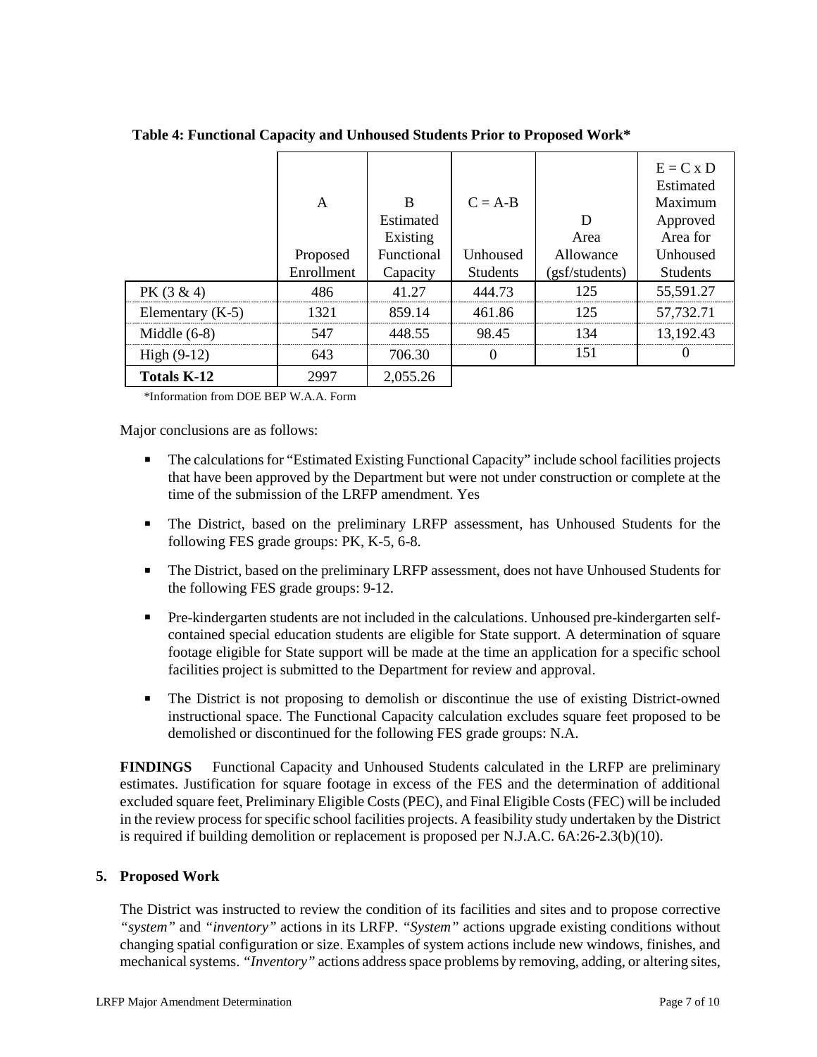**Table 4: Functional Capacity and Unhoused Students Prior to Proposed Work***

| | A<br><br>Proposed Enrollment | B<br>Estimated Existing Functional Capacity | C = A-B<br><br>Unhoused Students | D<br>Area Allowance (gsf/students) | E = C x D<br>Estimated Maximum Approved Area for Unhoused Students |
|---|---|---|---|---|---|
| PK (3 & 4) | 486 | 41.27 | 444.73 | 125 | 55,591.27 |
| Elementary (K-5) | 1321 | 859.14 | 461.86 | 125 | 57,732.71 |
| Middle (6-8) | 547 | 448.55 | 98.45 | 134 | 13,192.43 |
| High (9-12) | 643 | 706.30 | 0 | 151 | 0 |
| **Totals K-12** | 2997 | 2,055.26 | | | |

*Information from DOE BEP W.A.A. Form

Major conclusions are as follows:

- The calculations for "Estimated Existing Functional Capacity" include school facilities projects that have been approved by the Department but were not under construction or complete at the time of the submission of the LRFP amendment. Yes
- The District, based on the preliminary LRFP assessment, has Unhoused Students for the following FES grade groups: PK, K-5, 6-8.
- The District, based on the preliminary LRFP assessment, does not have Unhoused Students for the following FES grade groups: 9-12.
- Pre-kindergarten students are not included in the calculations. Unhoused pre-kindergarten self-contained special education students are eligible for State support. A determination of square footage eligible for State support will be made at the time an application for a specific school facilities project is submitted to the Department for review and approval.
- The District is not proposing to demolish or discontinue the use of existing District-owned instructional space. The Functional Capacity calculation excludes square feet proposed to be demolished or discontinued for the following FES grade groups: N.A.

**FINDINGS** Functional Capacity and Unhoused Students calculated in the LRFP are preliminary estimates. Justification for square footage in excess of the FES and the determination of additional excluded square feet, Preliminary Eligible Costs (PEC), and Final Eligible Costs (FEC) will be included in the review process for specific school facilities projects. A feasibility study undertaken by the District is required if building demolition or replacement is proposed per N.J.A.C. 6A:26-2.3(b)(10).

## 5. Proposed Work

The District was instructed to review the condition of its facilities and sites and to propose corrective *"system"* and *"inventory"* actions in its LRFP. *"System"* actions upgrade existing conditions without changing spatial configuration or size. Examples of system actions include new windows, finishes, and mechanical systems. *"Inventory"* actions address space problems by removing, adding, or altering sites,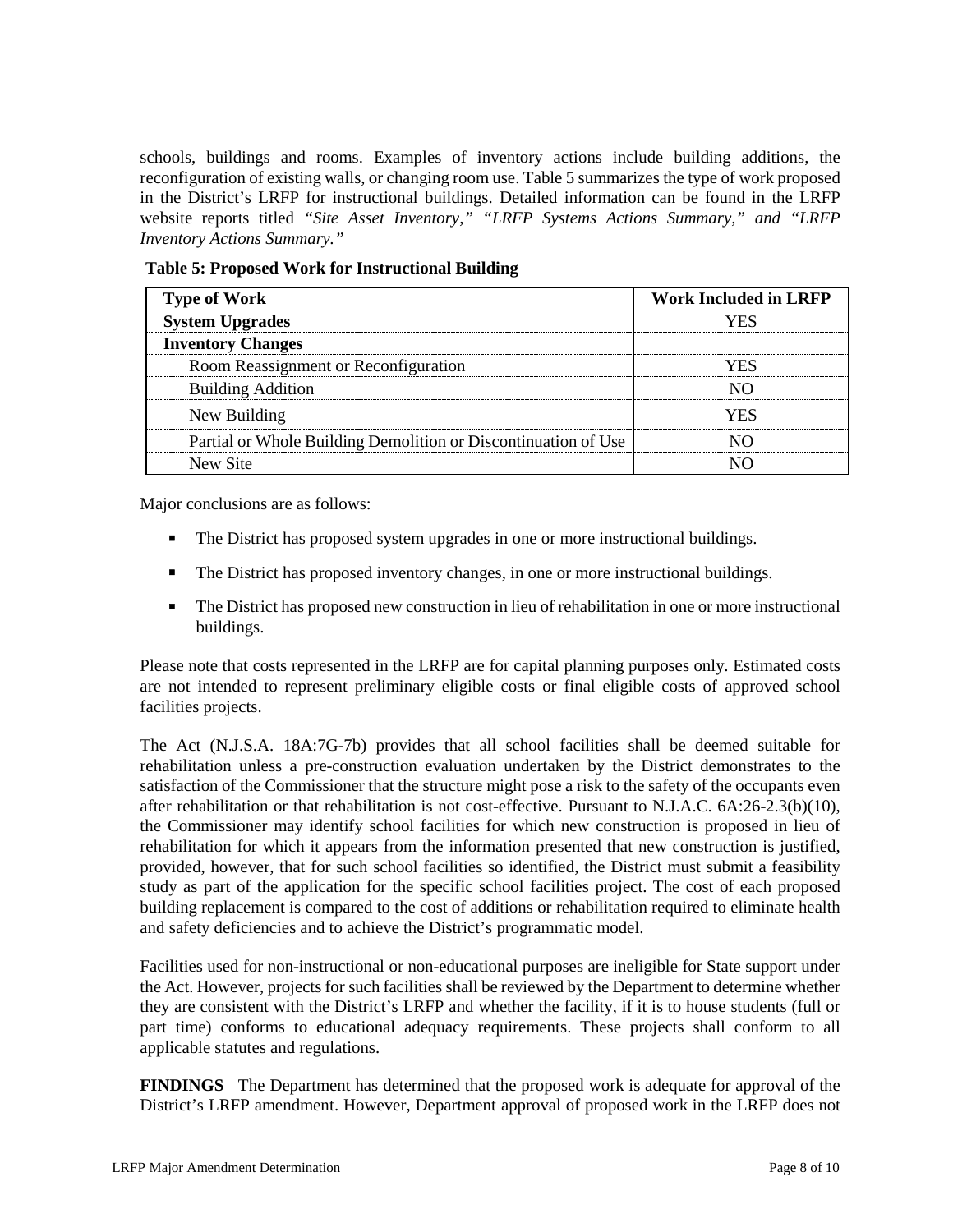schools, buildings and rooms. Examples of inventory actions include building additions, the reconfiguration of existing walls, or changing room use. Table 5 summarizes the type of work proposed in the District's LRFP for instructional buildings. Detailed information can be found in the LRFP website reports titled *"Site Asset Inventory," "LRFP Systems Actions Summary," and "LRFP Inventory Actions Summary."*

**Table 5: Proposed Work for Instructional Building**

| Type of Work | Work Included in LRFP |
|---|---|
| **System Upgrades** | YES |
| **Inventory Changes** | |
| Room Reassignment or Reconfiguration | YES |
| Building Addition | NO |
| New Building | YES |
| Partial or Whole Building Demolition or Discontinuation of Use | NO |
| New Site | NO |

Major conclusions are as follows:

- The District has proposed system upgrades in one or more instructional buildings.
- The District has proposed inventory changes, in one or more instructional buildings.
- The District has proposed new construction in lieu of rehabilitation in one or more instructional buildings.

Please note that costs represented in the LRFP are for capital planning purposes only. Estimated costs are not intended to represent preliminary eligible costs or final eligible costs of approved school facilities projects.

The Act (N.J.S.A. 18A:7G-7b) provides that all school facilities shall be deemed suitable for rehabilitation unless a pre-construction evaluation undertaken by the District demonstrates to the satisfaction of the Commissioner that the structure might pose a risk to the safety of the occupants even after rehabilitation or that rehabilitation is not cost-effective. Pursuant to N.J.A.C. 6A:26-2.3(b)(10), the Commissioner may identify school facilities for which new construction is proposed in lieu of rehabilitation for which it appears from the information presented that new construction is justified, provided, however, that for such school facilities so identified, the District must submit a feasibility study as part of the application for the specific school facilities project. The cost of each proposed building replacement is compared to the cost of additions or rehabilitation required to eliminate health and safety deficiencies and to achieve the District's programmatic model.

Facilities used for non-instructional or non-educational purposes are ineligible for State support under the Act. However, projects for such facilities shall be reviewed by the Department to determine whether they are consistent with the District's LRFP and whether the facility, if it is to house students (full or part time) conforms to educational adequacy requirements. These projects shall conform to all applicable statutes and regulations.

**FINDINGS** The Department has determined that the proposed work is adequate for approval of the District's LRFP amendment. However, Department approval of proposed work in the LRFP does not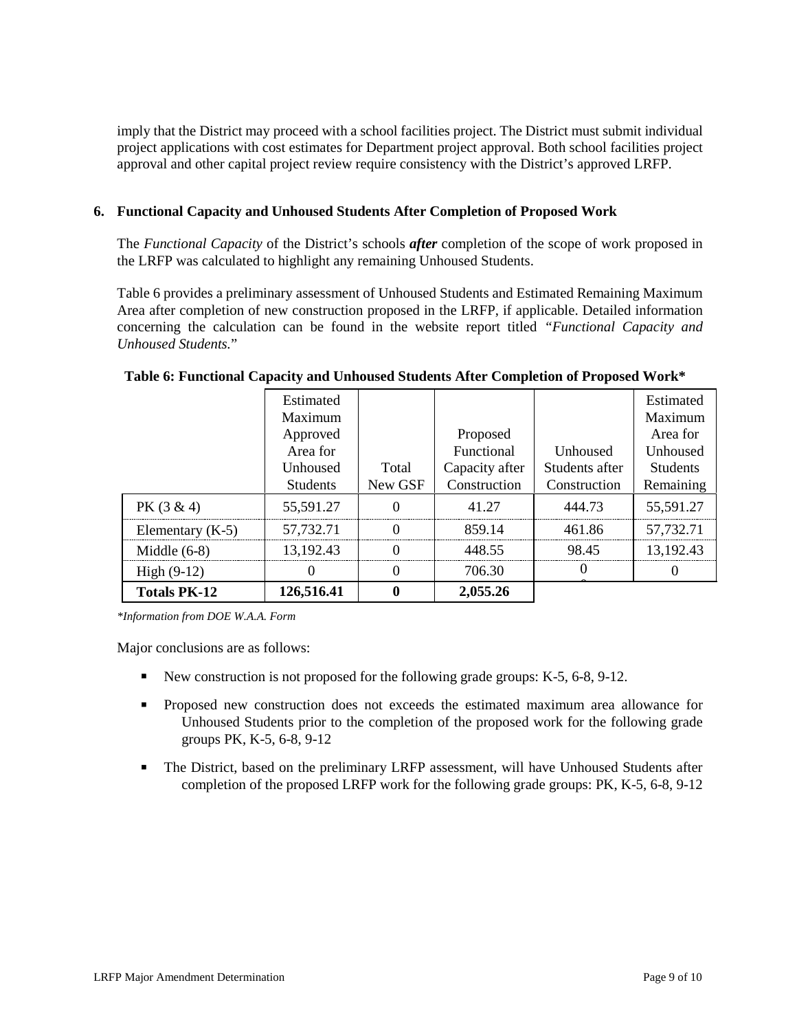imply that the District may proceed with a school facilities project. The District must submit individual project applications with cost estimates for Department project approval. Both school facilities project approval and other capital project review require consistency with the District's approved LRFP.

## 6. Functional Capacity and Unhoused Students After Completion of Proposed Work

The *Functional Capacity* of the District's schools ***after*** completion of the scope of work proposed in the LRFP was calculated to highlight any remaining Unhoused Students.

Table 6 provides a preliminary assessment of Unhoused Students and Estimated Remaining Maximum Area after completion of new construction proposed in the LRFP, if applicable. Detailed information concerning the calculation can be found in the website report titled *"Functional Capacity and Unhoused Students.*"

**Table 6: Functional Capacity and Unhoused Students After Completion of Proposed Work***

| | Estimated Maximum Approved Area for Unhoused Students | Total New GSF | Proposed Functional Capacity after Construction | Unhoused Students after Construction | Estimated Maximum Area for Unhoused Students Remaining |
|---|---|---|---|---|---|
| PK (3 & 4) | 55,591.27 | 0 | 41.27 | 444.73 | 55,591.27 |
| Elementary (K-5) | 57,732.71 | 0 | 859.14 | 461.86 | 57,732.71 |
| Middle (6-8) | 13,192.43 | 0 | 448.55 | 98.45 | 13,192.43 |
| High (9-12) | 0 | 0 | 706.30 | 0 | 0 |
| **Totals PK-12** | **126,516.41** | **0** | **2,055.26** | | |

*\*Information from DOE W.A.A. Form*

Major conclusions are as follows:

- New construction is not proposed for the following grade groups: K-5, 6-8, 9-12.
- Proposed new construction does not exceeds the estimated maximum area allowance for Unhoused Students prior to the completion of the proposed work for the following grade groups PK, K-5, 6-8, 9-12
- The District, based on the preliminary LRFP assessment, will have Unhoused Students after completion of the proposed LRFP work for the following grade groups: PK, K-5, 6-8, 9-12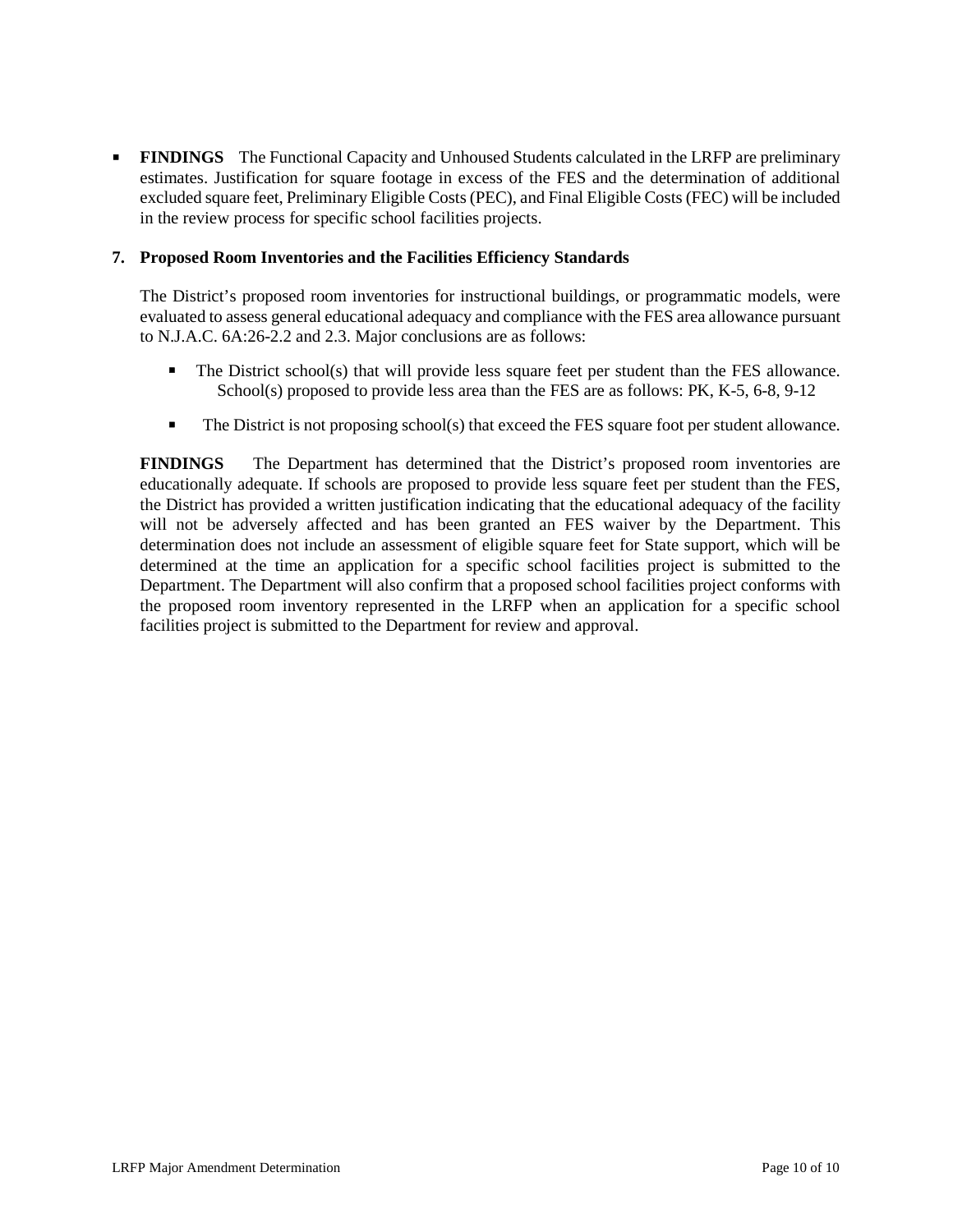- **FINDINGS** The Functional Capacity and Unhoused Students calculated in the LRFP are preliminary estimates. Justification for square footage in excess of the FES and the determination of additional excluded square feet, Preliminary Eligible Costs (PEC), and Final Eligible Costs (FEC) will be included in the review process for specific school facilities projects.

### 7. Proposed Room Inventories and the Facilities Efficiency Standards

The District's proposed room inventories for instructional buildings, or programmatic models, were evaluated to assess general educational adequacy and compliance with the FES area allowance pursuant to N.J.A.C. 6A:26-2.2 and 2.3. Major conclusions are as follows:

- The District school(s) that will provide less square feet per student than the FES allowance. School(s) proposed to provide less area than the FES are as follows: PK, K-5, 6-8, 9-12
- The District is not proposing school(s) that exceed the FES square foot per student allowance.

**FINDINGS** The Department has determined that the District's proposed room inventories are educationally adequate. If schools are proposed to provide less square feet per student than the FES, the District has provided a written justification indicating that the educational adequacy of the facility will not be adversely affected and has been granted an FES waiver by the Department. This determination does not include an assessment of eligible square feet for State support, which will be determined at the time an application for a specific school facilities project is submitted to the Department. The Department will also confirm that a proposed school facilities project conforms with the proposed room inventory represented in the LRFP when an application for a specific school facilities project is submitted to the Department for review and approval.